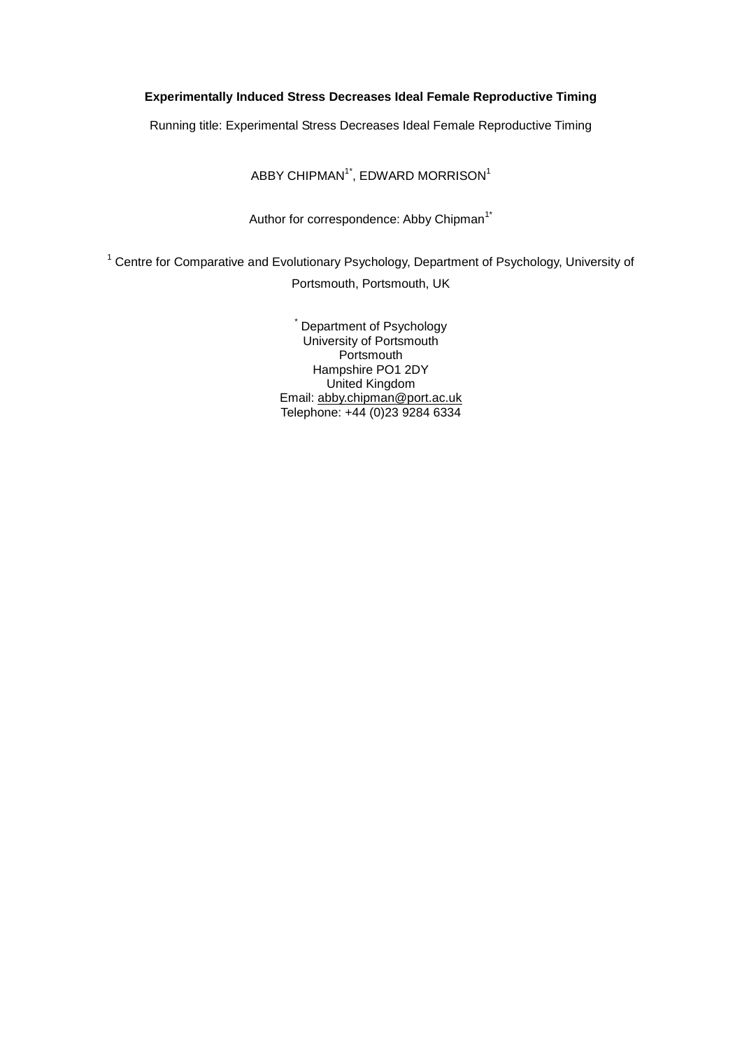# Experimentally Induced Stress Decreases Ideal Female Reproductive Timing

Running title: Experimental Stress Decreases Ideal Female Reproductive Timing

ABBY CHIPMAN[1*], EDWARD MORRISON[1]

Author for correspondence: Abby Chipman[1*]

[1] Centre for Comparative and Evolutionary Psychology, Department of Psychology, University of Portsmouth, Portsmouth, UK

[*] Department of Psychology
University of Portsmouth
Portsmouth
Hampshire PO1 2DY
United Kingdom
Email: abby.chipman@port.ac.uk
Telephone: +44 (0)23 9284 6334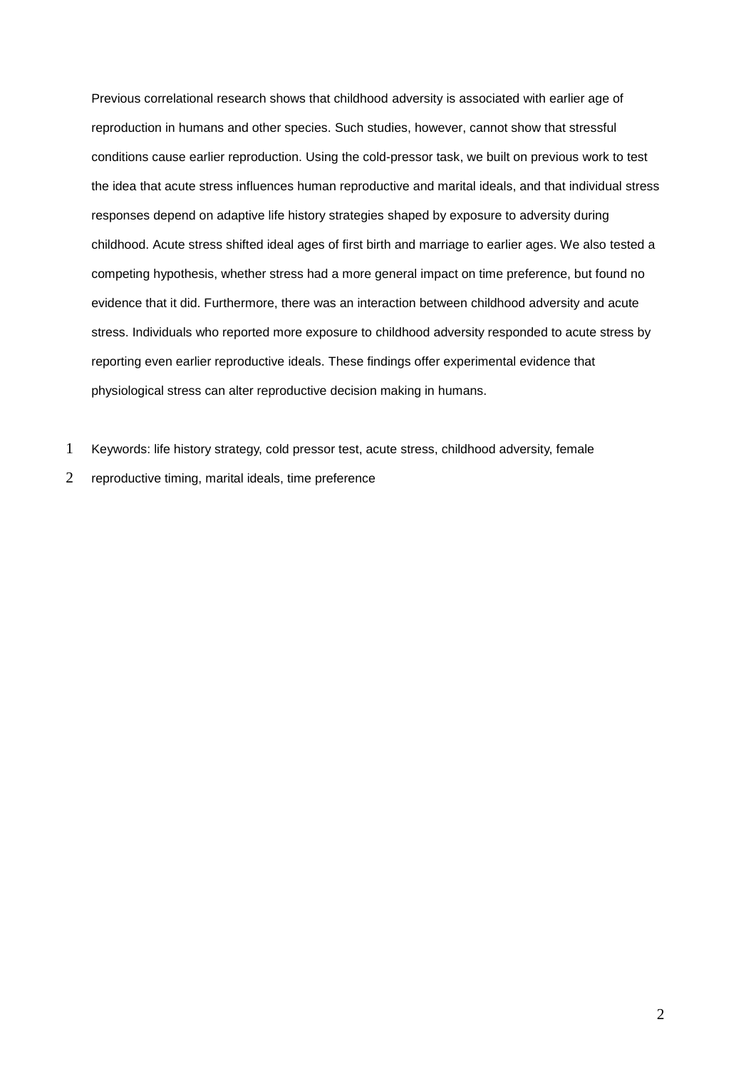Previous correlational research shows that childhood adversity is associated with earlier age of reproduction in humans and other species. Such studies, however, cannot show that stressful conditions cause earlier reproduction. Using the cold-pressor task, we built on previous work to test the idea that acute stress influences human reproductive and marital ideals, and that individual stress responses depend on adaptive life history strategies shaped by exposure to adversity during childhood. Acute stress shifted ideal ages of first birth and marriage to earlier ages. We also tested a competing hypothesis, whether stress had a more general impact on time preference, but found no evidence that it did. Furthermore, there was an interaction between childhood adversity and acute stress. Individuals who reported more exposure to childhood adversity responded to acute stress by reporting even earlier reproductive ideals. These findings offer experimental evidence that physiological stress can alter reproductive decision making in humans.

Keywords: life history strategy, cold pressor test, acute stress, childhood adversity, female reproductive timing, marital ideals, time preference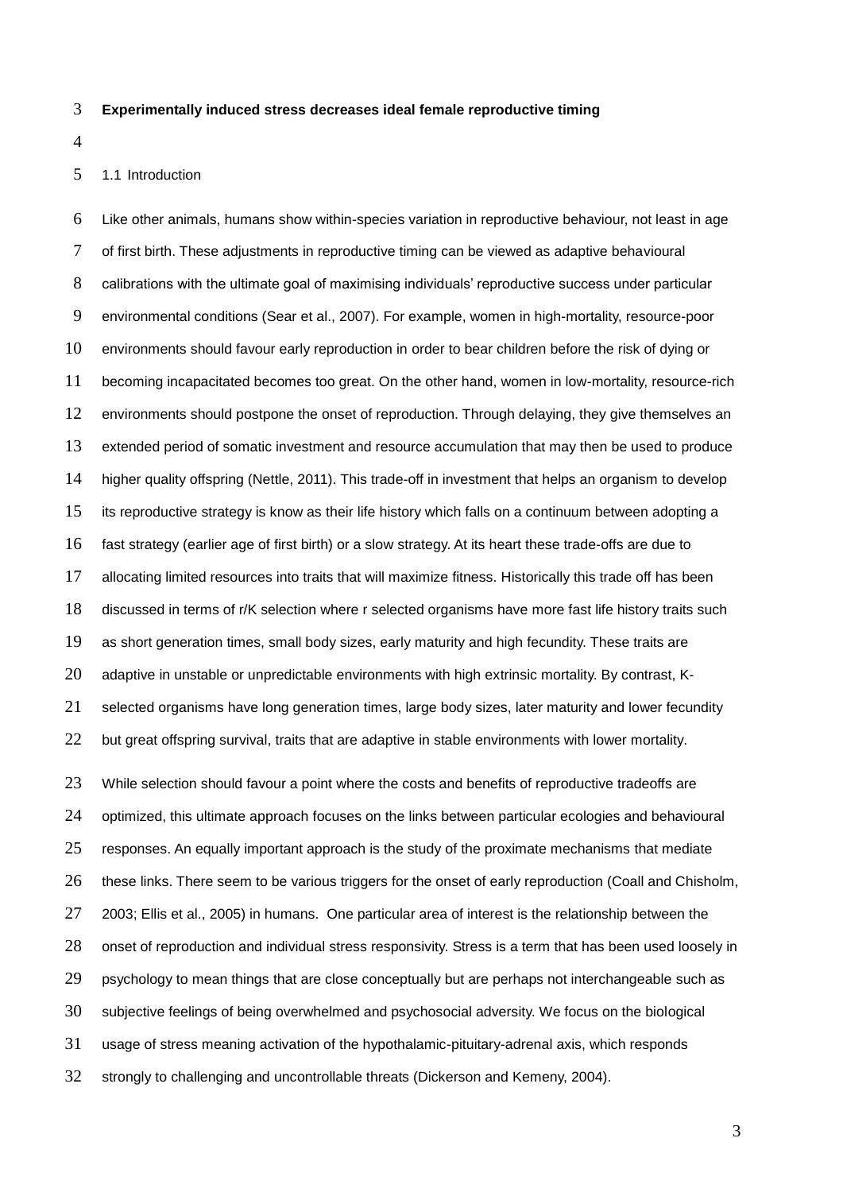**Experimentally induced stress decreases ideal female reproductive timing**

## 1.1 Introduction

Like other animals, humans show within-species variation in reproductive behaviour, not least in age of first birth. These adjustments in reproductive timing can be viewed as adaptive behavioural calibrations with the ultimate goal of maximising individuals' reproductive success under particular environmental conditions (Sear et al., 2007). For example, women in high-mortality, resource-poor environments should favour early reproduction in order to bear children before the risk of dying or becoming incapacitated becomes too great. On the other hand, women in low-mortality, resource-rich environments should postpone the onset of reproduction. Through delaying, they give themselves an extended period of somatic investment and resource accumulation that may then be used to produce higher quality offspring (Nettle, 2011). This trade-off in investment that helps an organism to develop its reproductive strategy is know as their life history which falls on a continuum between adopting a fast strategy (earlier age of first birth) or a slow strategy. At its heart these trade-offs are due to allocating limited resources into traits that will maximize fitness. Historically this trade off has been discussed in terms of r/K selection where r selected organisms have more fast life history traits such as short generation times, small body sizes, early maturity and high fecundity. These traits are adaptive in unstable or unpredictable environments with high extrinsic mortality. By contrast, K-selected organisms have long generation times, large body sizes, later maturity and lower fecundity but great offspring survival, traits that are adaptive in stable environments with lower mortality.

While selection should favour a point where the costs and benefits of reproductive tradeoffs are optimized, this ultimate approach focuses on the links between particular ecologies and behavioural responses. An equally important approach is the study of the proximate mechanisms that mediate these links. There seem to be various triggers for the onset of early reproduction (Coall and Chisholm, 2003; Ellis et al., 2005) in humans. One particular area of interest is the relationship between the onset of reproduction and individual stress responsivity. Stress is a term that has been used loosely in psychology to mean things that are close conceptually but are perhaps not interchangeable such as subjective feelings of being overwhelmed and psychosocial adversity. We focus on the biological usage of stress meaning activation of the hypothalamic-pituitary-adrenal axis, which responds strongly to challenging and uncontrollable threats (Dickerson and Kemeny, 2004).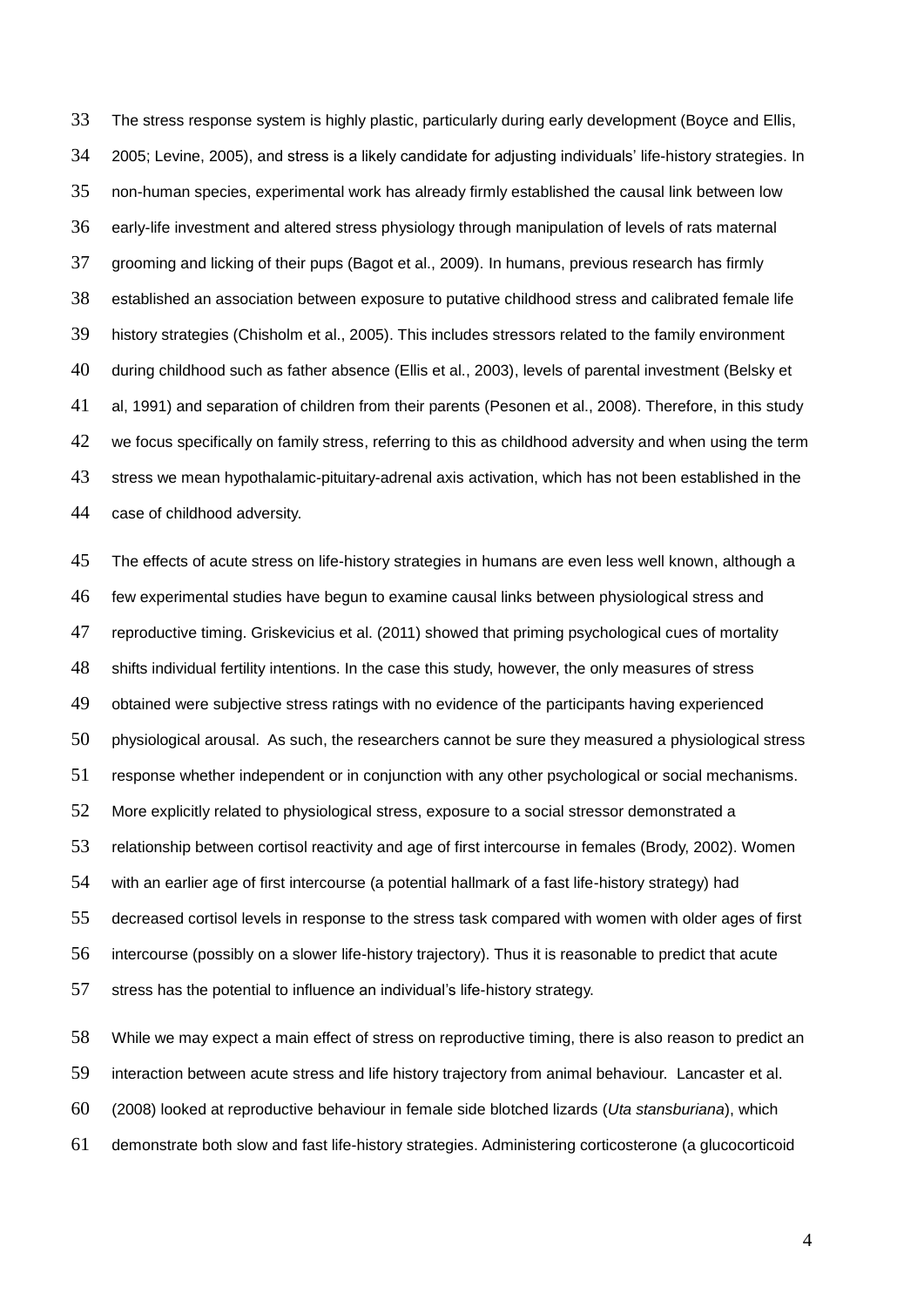The stress response system is highly plastic, particularly during early development (Boyce and Ellis, 2005; Levine, 2005), and stress is a likely candidate for adjusting individuals' life-history strategies. In non-human species, experimental work has already firmly established the causal link between low early-life investment and altered stress physiology through manipulation of levels of rats maternal grooming and licking of their pups (Bagot et al., 2009). In humans, previous research has firmly established an association between exposure to putative childhood stress and calibrated female life history strategies (Chisholm et al., 2005). This includes stressors related to the family environment during childhood such as father absence (Ellis et al., 2003), levels of parental investment (Belsky et al, 1991) and separation of children from their parents (Pesonen et al., 2008). Therefore, in this study we focus specifically on family stress, referring to this as childhood adversity and when using the term stress we mean hypothalamic-pituitary-adrenal axis activation, which has not been established in the case of childhood adversity.

The effects of acute stress on life-history strategies in humans are even less well known, although a few experimental studies have begun to examine causal links between physiological stress and reproductive timing. Griskevicius et al. (2011) showed that priming psychological cues of mortality shifts individual fertility intentions. In the case this study, however, the only measures of stress obtained were subjective stress ratings with no evidence of the participants having experienced physiological arousal. As such, the researchers cannot be sure they measured a physiological stress response whether independent or in conjunction with any other psychological or social mechanisms. More explicitly related to physiological stress, exposure to a social stressor demonstrated a relationship between cortisol reactivity and age of first intercourse in females (Brody, 2002). Women with an earlier age of first intercourse (a potential hallmark of a fast life-history strategy) had decreased cortisol levels in response to the stress task compared with women with older ages of first intercourse (possibly on a slower life-history trajectory). Thus it is reasonable to predict that acute stress has the potential to influence an individual's life-history strategy.

While we may expect a main effect of stress on reproductive timing, there is also reason to predict an interaction between acute stress and life history trajectory from animal behaviour. Lancaster et al. (2008) looked at reproductive behaviour in female side blotched lizards (*Uta stansburiana*), which demonstrate both slow and fast life-history strategies. Administering corticosterone (a glucocorticoid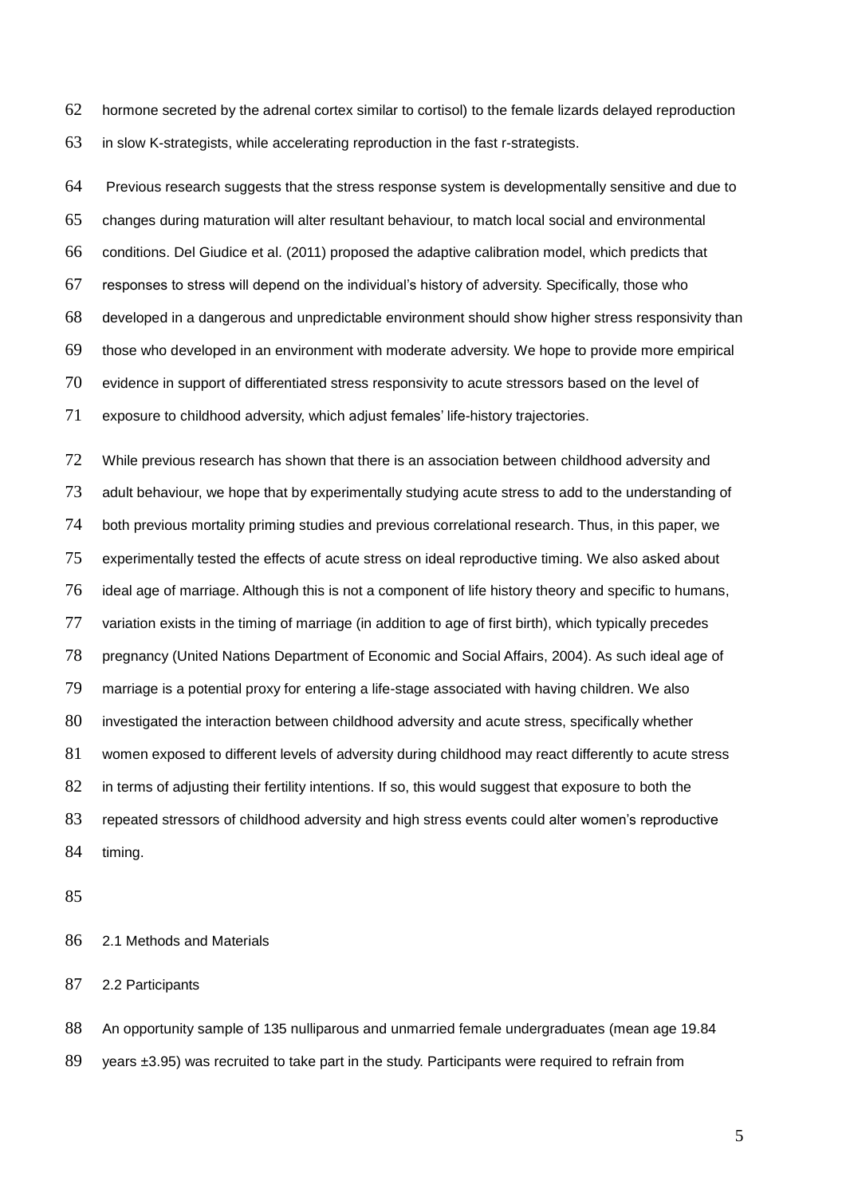hormone secreted by the adrenal cortex similar to cortisol) to the female lizards delayed reproduction in slow K-strategists, while accelerating reproduction in the fast r-strategists.

Previous research suggests that the stress response system is developmentally sensitive and due to changes during maturation will alter resultant behaviour, to match local social and environmental conditions. Del Giudice et al. (2011) proposed the adaptive calibration model, which predicts that responses to stress will depend on the individual's history of adversity. Specifically, those who developed in a dangerous and unpredictable environment should show higher stress responsivity than those who developed in an environment with moderate adversity. We hope to provide more empirical evidence in support of differentiated stress responsivity to acute stressors based on the level of exposure to childhood adversity, which adjust females' life-history trajectories.

While previous research has shown that there is an association between childhood adversity and adult behaviour, we hope that by experimentally studying acute stress to add to the understanding of both previous mortality priming studies and previous correlational research. Thus, in this paper, we experimentally tested the effects of acute stress on ideal reproductive timing. We also asked about ideal age of marriage. Although this is not a component of life history theory and specific to humans, variation exists in the timing of marriage (in addition to age of first birth), which typically precedes pregnancy (United Nations Department of Economic and Social Affairs, 2004). As such ideal age of marriage is a potential proxy for entering a life-stage associated with having children. We also investigated the interaction between childhood adversity and acute stress, specifically whether women exposed to different levels of adversity during childhood may react differently to acute stress in terms of adjusting their fertility intentions. If so, this would suggest that exposure to both the repeated stressors of childhood adversity and high stress events could alter women's reproductive timing.

## 2.1 Methods and Materials

### 2.2 Participants

An opportunity sample of 135 nulliparous and unmarried female undergraduates (mean age 19.84 years ±3.95) was recruited to take part in the study. Participants were required to refrain from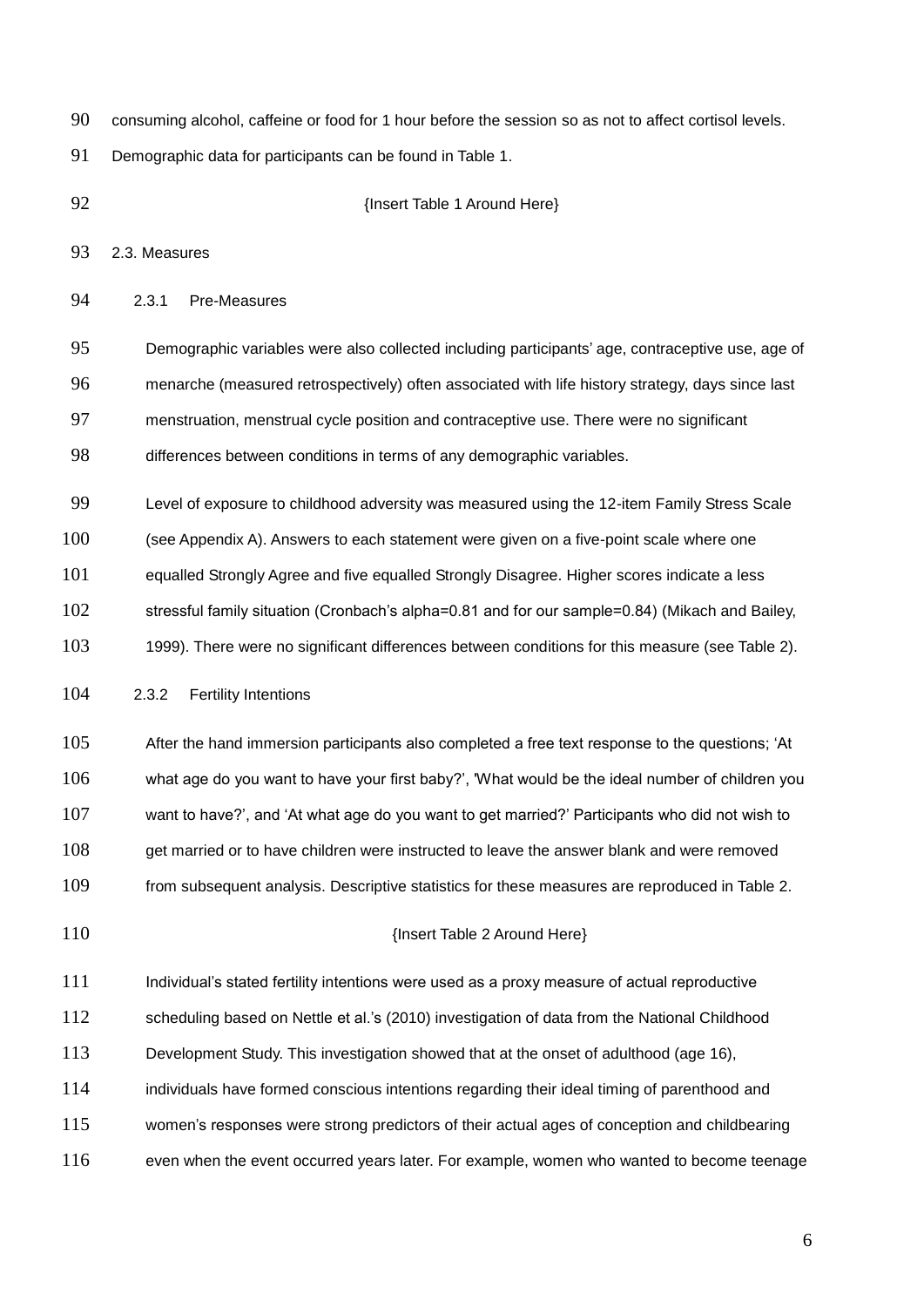consuming alcohol, caffeine or food for 1 hour before the session so as not to affect cortisol levels. Demographic data for participants can be found in Table 1.

{Insert Table 1 Around Here}

## 2.3. Measures

### 2.3.1 Pre-Measures

Demographic variables were also collected including participants' age, contraceptive use, age of menarche (measured retrospectively) often associated with life history strategy, days since last menstruation, menstrual cycle position and contraceptive use. There were no significant differences between conditions in terms of any demographic variables.

Level of exposure to childhood adversity was measured using the 12-item Family Stress Scale (see Appendix A). Answers to each statement were given on a five-point scale where one equalled Strongly Agree and five equalled Strongly Disagree. Higher scores indicate a less stressful family situation (Cronbach's alpha=0.81 and for our sample=0.84) (Mikach and Bailey, 1999). There were no significant differences between conditions for this measure (see Table 2).

### 2.3.2 Fertility Intentions

After the hand immersion participants also completed a free text response to the questions; 'At what age do you want to have your first baby?', 'What would be the ideal number of children you want to have?', and 'At what age do you want to get married?' Participants who did not wish to get married or to have children were instructed to leave the answer blank and were removed from subsequent analysis. Descriptive statistics for these measures are reproduced in Table 2.

{Insert Table 2 Around Here}

Individual's stated fertility intentions were used as a proxy measure of actual reproductive scheduling based on Nettle et al.'s (2010) investigation of data from the National Childhood Development Study. This investigation showed that at the onset of adulthood (age 16), individuals have formed conscious intentions regarding their ideal timing of parenthood and women's responses were strong predictors of their actual ages of conception and childbearing even when the event occurred years later. For example, women who wanted to become teenage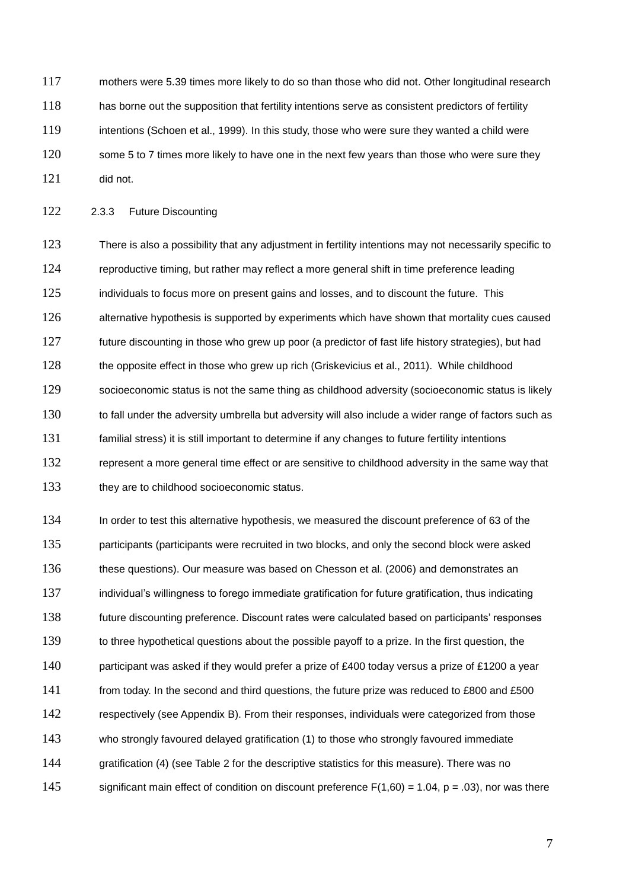mothers were 5.39 times more likely to do so than those who did not. Other longitudinal research has borne out the supposition that fertility intentions serve as consistent predictors of fertility intentions (Schoen et al., 1999). In this study, those who were sure they wanted a child were some 5 to 7 times more likely to have one in the next few years than those who were sure they did not.

### 2.3.3 Future Discounting

There is also a possibility that any adjustment in fertility intentions may not necessarily specific to reproductive timing, but rather may reflect a more general shift in time preference leading individuals to focus more on present gains and losses, and to discount the future. This alternative hypothesis is supported by experiments which have shown that mortality cues caused future discounting in those who grew up poor (a predictor of fast life history strategies), but had the opposite effect in those who grew up rich (Griskevicius et al., 2011). While childhood socioeconomic status is not the same thing as childhood adversity (socioeconomic status is likely to fall under the adversity umbrella but adversity will also include a wider range of factors such as familial stress) it is still important to determine if any changes to future fertility intentions represent a more general time effect or are sensitive to childhood adversity in the same way that they are to childhood socioeconomic status.

In order to test this alternative hypothesis, we measured the discount preference of 63 of the participants (participants were recruited in two blocks, and only the second block were asked these questions). Our measure was based on Chesson et al. (2006) and demonstrates an individual's willingness to forego immediate gratification for future gratification, thus indicating future discounting preference. Discount rates were calculated based on participants' responses to three hypothetical questions about the possible payoff to a prize. In the first question, the participant was asked if they would prefer a prize of £400 today versus a prize of £1200 a year from today. In the second and third questions, the future prize was reduced to £800 and £500 respectively (see Appendix B). From their responses, individuals were categorized from those who strongly favoured delayed gratification (1) to those who strongly favoured immediate gratification (4) (see Table 2 for the descriptive statistics for this measure). There was no significant main effect of condition on discount preference $F(1,60) = 1.04$, $p = .03$), nor was there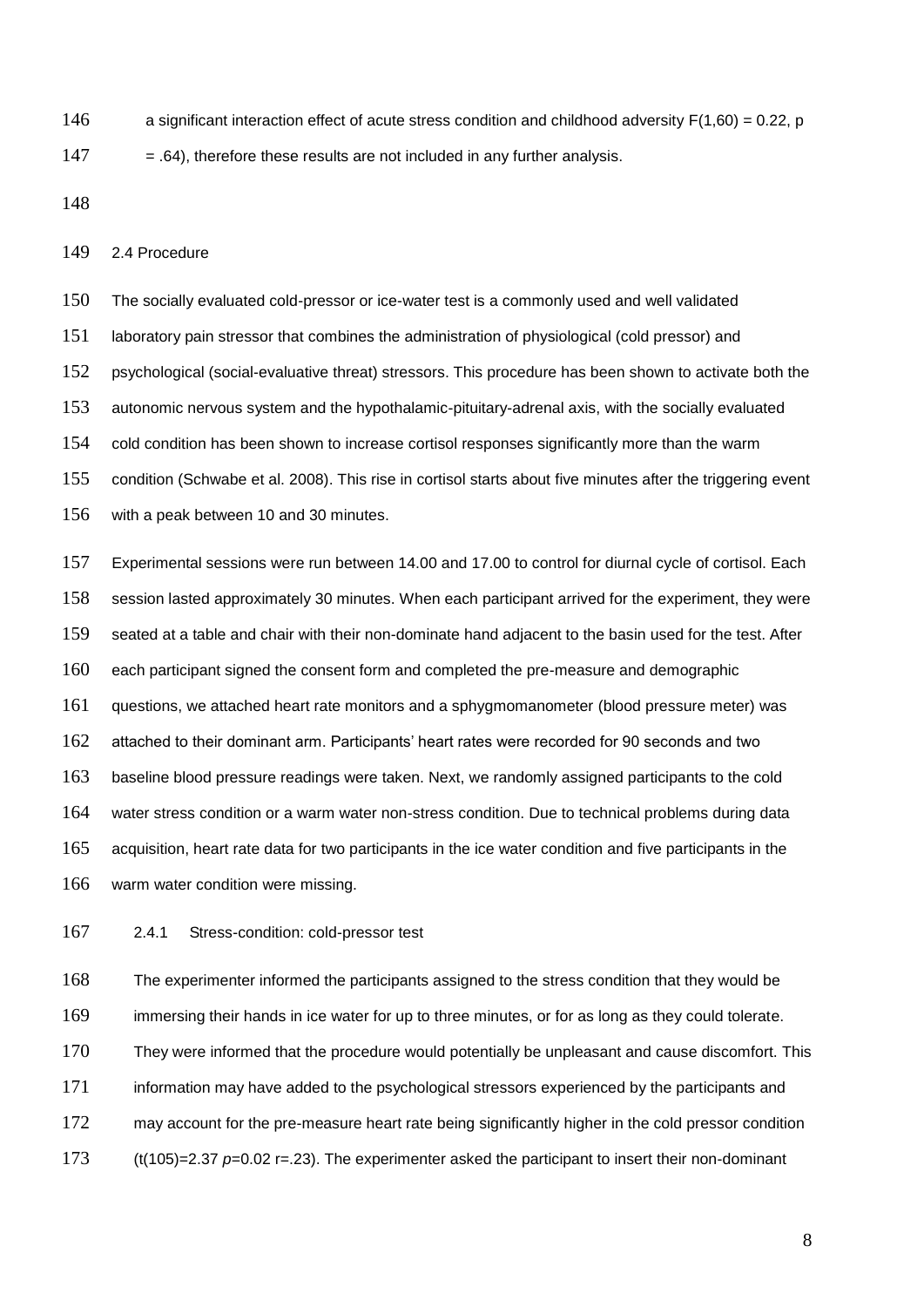a significant interaction effect of acute stress condition and childhood adversity $F(1,60) = 0.22$, $p = .64$), therefore these results are not included in any further analysis.

## 2.4 Procedure

The socially evaluated cold-pressor or ice-water test is a commonly used and well validated laboratory pain stressor that combines the administration of physiological (cold pressor) and psychological (social-evaluative threat) stressors. This procedure has been shown to activate both the autonomic nervous system and the hypothalamic-pituitary-adrenal axis, with the socially evaluated cold condition has been shown to increase cortisol responses significantly more than the warm condition (Schwabe et al. 2008). This rise in cortisol starts about five minutes after the triggering event with a peak between 10 and 30 minutes.

Experimental sessions were run between 14.00 and 17.00 to control for diurnal cycle of cortisol. Each session lasted approximately 30 minutes. When each participant arrived for the experiment, they were seated at a table and chair with their non-dominate hand adjacent to the basin used for the test. After each participant signed the consent form and completed the pre-measure and demographic questions, we attached heart rate monitors and a sphygmomanometer (blood pressure meter) was attached to their dominant arm. Participants' heart rates were recorded for 90 seconds and two baseline blood pressure readings were taken. Next, we randomly assigned participants to the cold water stress condition or a warm water non-stress condition. Due to technical problems during data acquisition, heart rate data for two participants in the ice water condition and five participants in the warm water condition were missing.

### 2.4.1 Stress-condition: cold-pressor test

The experimenter informed the participants assigned to the stress condition that they would be immersing their hands in ice water for up to three minutes, or for as long as they could tolerate. They were informed that the procedure would potentially be unpleasant and cause discomfort. This information may have added to the psychological stressors experienced by the participants and may account for the pre-measure heart rate being significantly higher in the cold pressor condition ($t(105)=2.37$ $p=0.02$ $r=.23$). The experimenter asked the participant to insert their non-dominant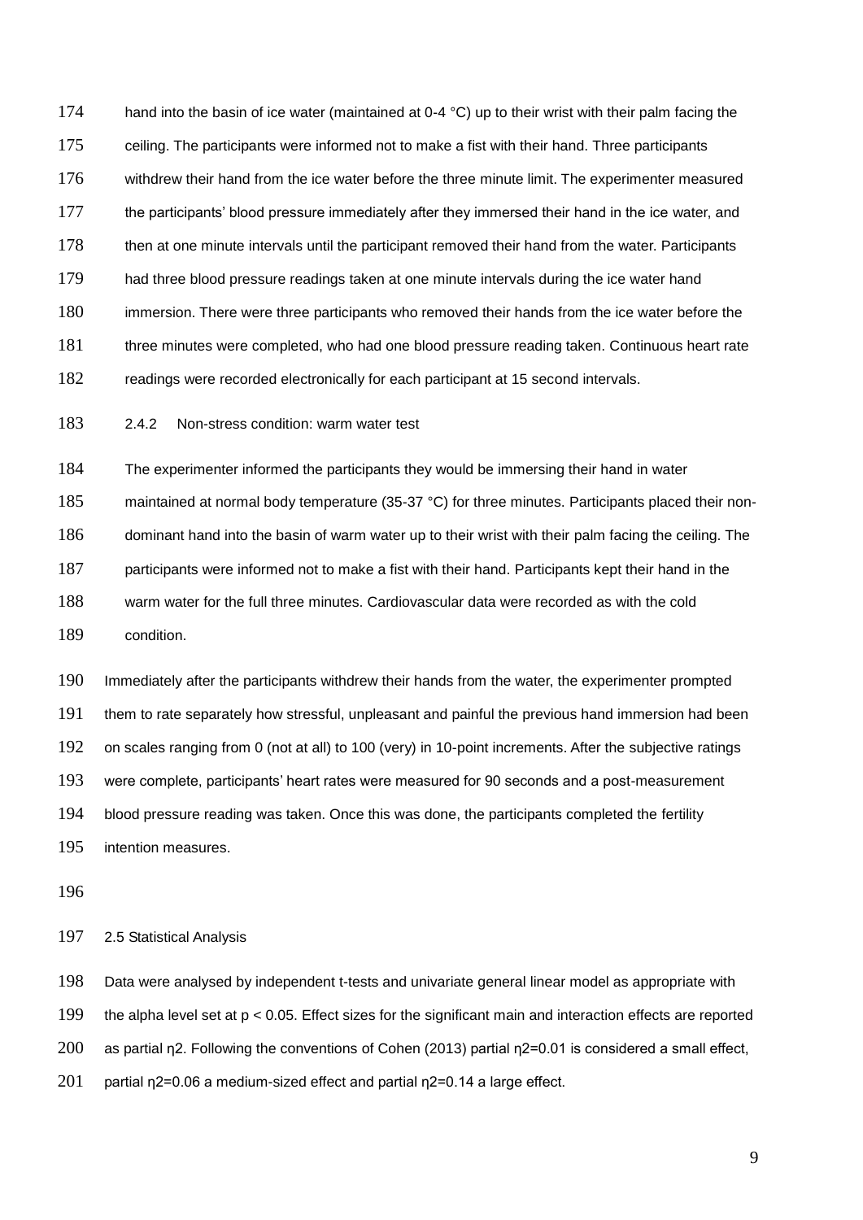hand into the basin of ice water (maintained at 0-4 °C) up to their wrist with their palm facing the ceiling. The participants were informed not to make a fist with their hand. Three participants withdrew their hand from the ice water before the three minute limit. The experimenter measured the participants' blood pressure immediately after they immersed their hand in the ice water, and then at one minute intervals until the participant removed their hand from the water. Participants had three blood pressure readings taken at one minute intervals during the ice water hand immersion. There were three participants who removed their hands from the ice water before the three minutes were completed, who had one blood pressure reading taken. Continuous heart rate readings were recorded electronically for each participant at 15 second intervals.

#### 2.4.2 Non-stress condition: warm water test

The experimenter informed the participants they would be immersing their hand in water maintained at normal body temperature (35-37 °C) for three minutes. Participants placed their non-dominant hand into the basin of warm water up to their wrist with their palm facing the ceiling. The participants were informed not to make a fist with their hand. Participants kept their hand in the warm water for the full three minutes. Cardiovascular data were recorded as with the cold condition.

Immediately after the participants withdrew their hands from the water, the experimenter prompted them to rate separately how stressful, unpleasant and painful the previous hand immersion had been on scales ranging from 0 (not at all) to 100 (very) in 10-point increments. After the subjective ratings were complete, participants' heart rates were measured for 90 seconds and a post-measurement blood pressure reading was taken. Once this was done, the participants completed the fertility intention measures.

### 2.5 Statistical Analysis

Data were analysed by independent t-tests and univariate general linear model as appropriate with the alpha level set at $p < 0.05$. Effect sizes for the significant main and interaction effects are reported as partial $\eta^2$. Following the conventions of Cohen (2013) partial $\eta^2$=0.01 is considered a small effect, partial $\eta^2$=0.06 a medium-sized effect and partial $\eta^2$=0.14 a large effect.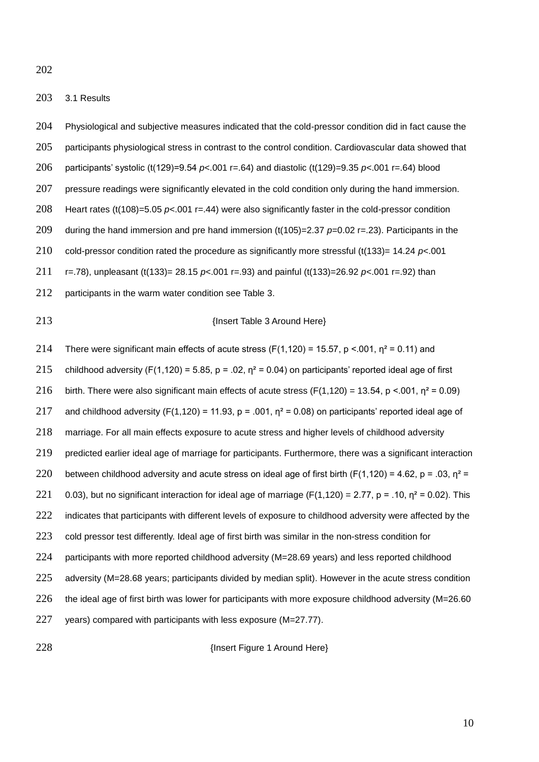### 3.1 Results

Physiological and subjective measures indicated that the cold-pressor condition did in fact cause the participants physiological stress in contrast to the control condition. Cardiovascular data showed that participants' systolic ($t(129)=9.54$ *p*<.001 r=.64) and diastolic ($t(129)=9.35$ *p*<.001 r=.64) blood pressure readings were significantly elevated in the cold condition only during the hand immersion. Heart rates ($t(108)=5.05$ *p*<.001 r=.44) were also significantly faster in the cold-pressor condition during the hand immersion and pre hand immersion ($t(105)=2.37$ *p*=0.02 r=.23). Participants in the cold-pressor condition rated the procedure as significantly more stressful ($t(133)= 14.24$ *p*<.001 r=.78), unpleasant ($t(133)= 28.15$ *p*<.001 r=.93) and painful ($t(133)=26.92$ *p*<.001 r=.92) than participants in the warm water condition see Table 3.

{Insert Table 3 Around Here}

There were significant main effects of acute stress ($F(1,120) = 15.57$, $p < .001$, $\eta^2 = 0.11$) and childhood adversity ($F(1,120) = 5.85$, $p = .02$, $\eta^2 = 0.04$) on participants' reported ideal age of first birth. There were also significant main effects of acute stress ($F(1,120) = 13.54$, $p < .001$, $\eta^2 = 0.09$) and childhood adversity ($F(1,120) = 11.93$, $p = .001$, $\eta^2 = 0.08$) on participants' reported ideal age of marriage. For all main effects exposure to acute stress and higher levels of childhood adversity predicted earlier ideal age of marriage for participants. Furthermore, there was a significant interaction between childhood adversity and acute stress on ideal age of first birth ($F(1,120) = 4.62$, $p = .03$, $\eta^2 = 0.03$), but no significant interaction for ideal age of marriage ($F(1,120) = 2.77$, $p = .10$, $\eta^2 = 0.02$). This indicates that participants with different levels of exposure to childhood adversity were affected by the cold pressor test differently. Ideal age of first birth was similar in the non-stress condition for participants with more reported childhood adversity (M=28.69 years) and less reported childhood adversity (M=28.68 years; participants divided by median split). However in the acute stress condition the ideal age of first birth was lower for participants with more exposure childhood adversity (M=26.60 years) compared with participants with less exposure (M=27.77).

{Insert Figure 1 Around Here}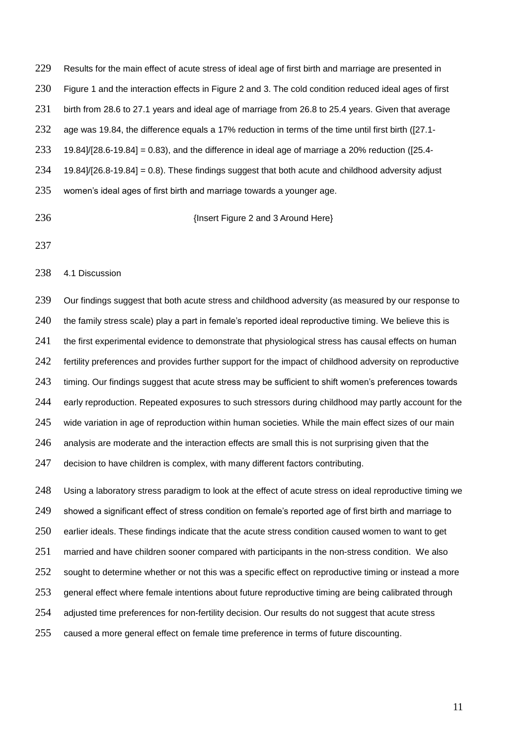Results for the main effect of acute stress of ideal age of first birth and marriage are presented in Figure 1 and the interaction effects in Figure 2 and 3. The cold condition reduced ideal ages of first birth from 28.6 to 27.1 years and ideal age of marriage from 26.8 to 25.4 years. Given that average age was 19.84, the difference equals a 17% reduction in terms of the time until first birth ([27.1-19.84]/[28.6-19.84] = 0.83), and the difference in ideal age of marriage a 20% reduction ([25.4-19.84]/[26.8-19.84] = 0.8). These findings suggest that both acute and childhood adversity adjust women's ideal ages of first birth and marriage towards a younger age.

{Insert Figure 2 and 3 Around Here}

## 4.1 Discussion

Our findings suggest that both acute stress and childhood adversity (as measured by our response to the family stress scale) play a part in female's reported ideal reproductive timing. We believe this is the first experimental evidence to demonstrate that physiological stress has causal effects on human fertility preferences and provides further support for the impact of childhood adversity on reproductive timing. Our findings suggest that acute stress may be sufficient to shift women's preferences towards early reproduction. Repeated exposures to such stressors during childhood may partly account for the wide variation in age of reproduction within human societies. While the main effect sizes of our main analysis are moderate and the interaction effects are small this is not surprising given that the decision to have children is complex, with many different factors contributing.

Using a laboratory stress paradigm to look at the effect of acute stress on ideal reproductive timing we showed a significant effect of stress condition on female's reported age of first birth and marriage to earlier ideals. These findings indicate that the acute stress condition caused women to want to get married and have children sooner compared with participants in the non-stress condition. We also sought to determine whether or not this was a specific effect on reproductive timing or instead a more general effect where female intentions about future reproductive timing are being calibrated through adjusted time preferences for non-fertility decision. Our results do not suggest that acute stress caused a more general effect on female time preference in terms of future discounting.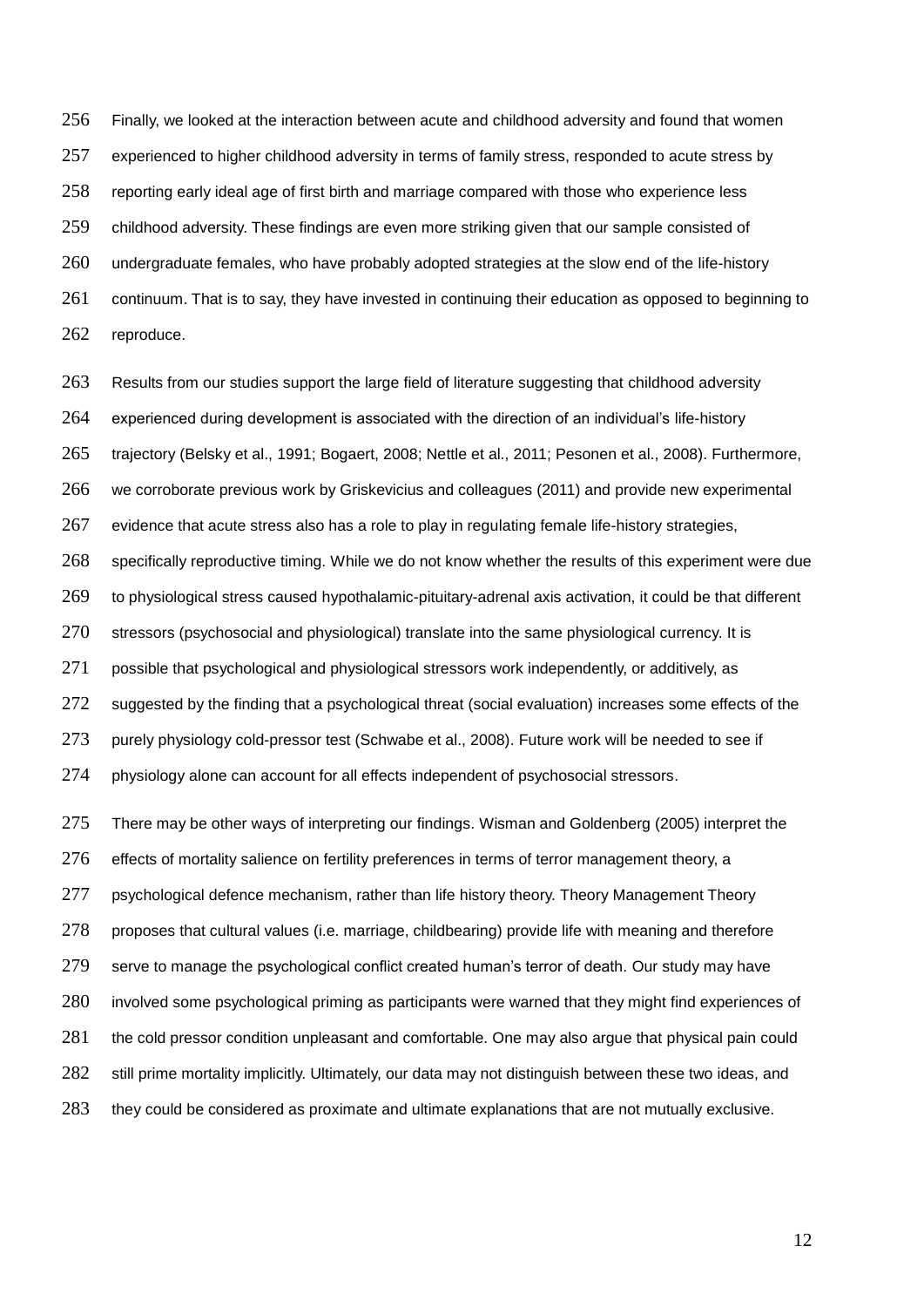Finally, we looked at the interaction between acute and childhood adversity and found that women experienced to higher childhood adversity in terms of family stress, responded to acute stress by reporting early ideal age of first birth and marriage compared with those who experience less childhood adversity. These findings are even more striking given that our sample consisted of undergraduate females, who have probably adopted strategies at the slow end of the life-history continuum. That is to say, they have invested in continuing their education as opposed to beginning to reproduce.

Results from our studies support the large field of literature suggesting that childhood adversity experienced during development is associated with the direction of an individual's life-history trajectory (Belsky et al., 1991; Bogaert, 2008; Nettle et al., 2011; Pesonen et al., 2008). Furthermore, we corroborate previous work by Griskevicius and colleagues (2011) and provide new experimental evidence that acute stress also has a role to play in regulating female life-history strategies, specifically reproductive timing. While we do not know whether the results of this experiment were due to physiological stress caused hypothalamic-pituitary-adrenal axis activation, it could be that different stressors (psychosocial and physiological) translate into the same physiological currency. It is possible that psychological and physiological stressors work independently, or additively, as suggested by the finding that a psychological threat (social evaluation) increases some effects of the purely physiology cold-pressor test (Schwabe et al., 2008). Future work will be needed to see if physiology alone can account for all effects independent of psychosocial stressors.

There may be other ways of interpreting our findings. Wisman and Goldenberg (2005) interpret the effects of mortality salience on fertility preferences in terms of terror management theory, a psychological defence mechanism, rather than life history theory. Theory Management Theory proposes that cultural values (i.e. marriage, childbearing) provide life with meaning and therefore serve to manage the psychological conflict created human's terror of death. Our study may have involved some psychological priming as participants were warned that they might find experiences of the cold pressor condition unpleasant and comfortable. One may also argue that physical pain could still prime mortality implicitly. Ultimately, our data may not distinguish between these two ideas, and they could be considered as proximate and ultimate explanations that are not mutually exclusive.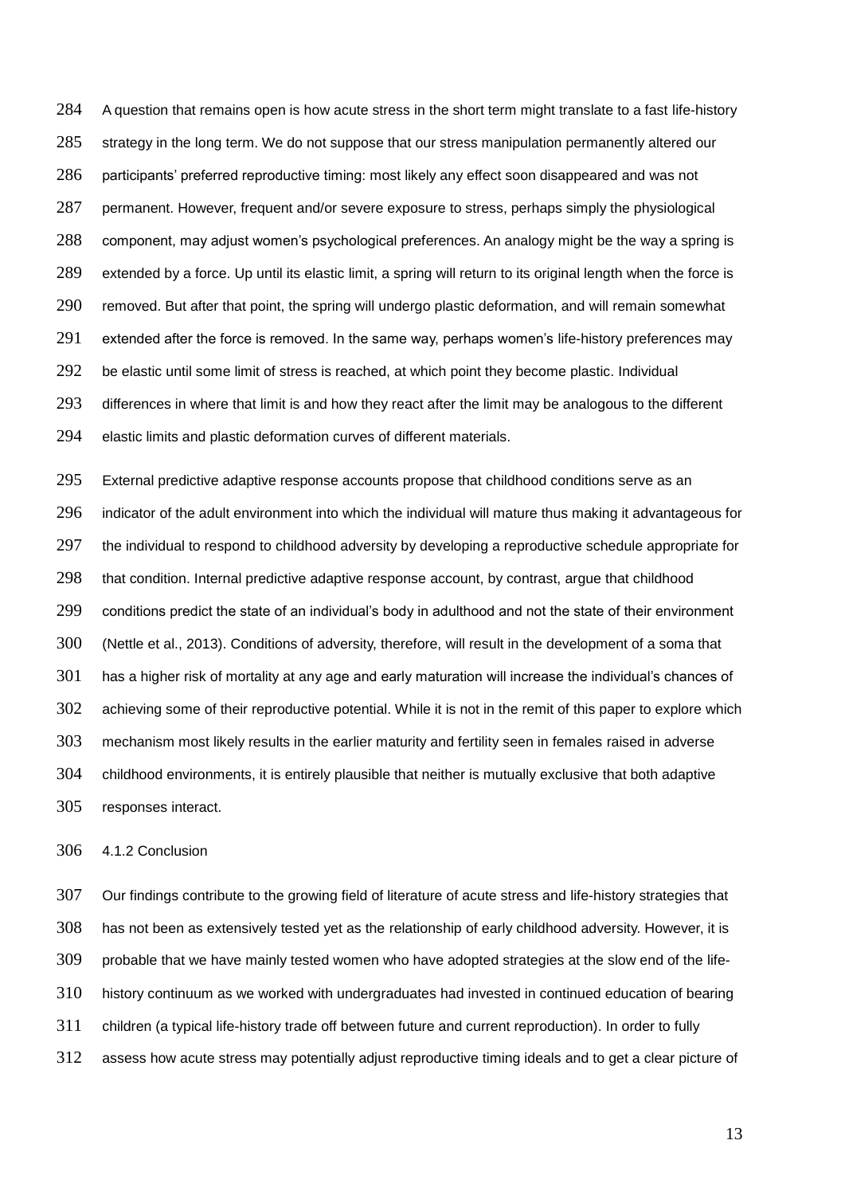A question that remains open is how acute stress in the short term might translate to a fast life-history strategy in the long term. We do not suppose that our stress manipulation permanently altered our participants' preferred reproductive timing: most likely any effect soon disappeared and was not permanent. However, frequent and/or severe exposure to stress, perhaps simply the physiological component, may adjust women's psychological preferences. An analogy might be the way a spring is extended by a force. Up until its elastic limit, a spring will return to its original length when the force is removed. But after that point, the spring will undergo plastic deformation, and will remain somewhat extended after the force is removed. In the same way, perhaps women's life-history preferences may be elastic until some limit of stress is reached, at which point they become plastic. Individual differences in where that limit is and how they react after the limit may be analogous to the different elastic limits and plastic deformation curves of different materials.

External predictive adaptive response accounts propose that childhood conditions serve as an indicator of the adult environment into which the individual will mature thus making it advantageous for the individual to respond to childhood adversity by developing a reproductive schedule appropriate for that condition. Internal predictive adaptive response account, by contrast, argue that childhood conditions predict the state of an individual's body in adulthood and not the state of their environment (Nettle et al., 2013). Conditions of adversity, therefore, will result in the development of a soma that has a higher risk of mortality at any age and early maturation will increase the individual's chances of achieving some of their reproductive potential. While it is not in the remit of this paper to explore which mechanism most likely results in the earlier maturity and fertility seen in females raised in adverse childhood environments, it is entirely plausible that neither is mutually exclusive that both adaptive responses interact.

### 4.1.2 Conclusion

Our findings contribute to the growing field of literature of acute stress and life-history strategies that has not been as extensively tested yet as the relationship of early childhood adversity. However, it is probable that we have mainly tested women who have adopted strategies at the slow end of the life-history continuum as we worked with undergraduates had invested in continued education of bearing children (a typical life-history trade off between future and current reproduction). In order to fully assess how acute stress may potentially adjust reproductive timing ideals and to get a clear picture of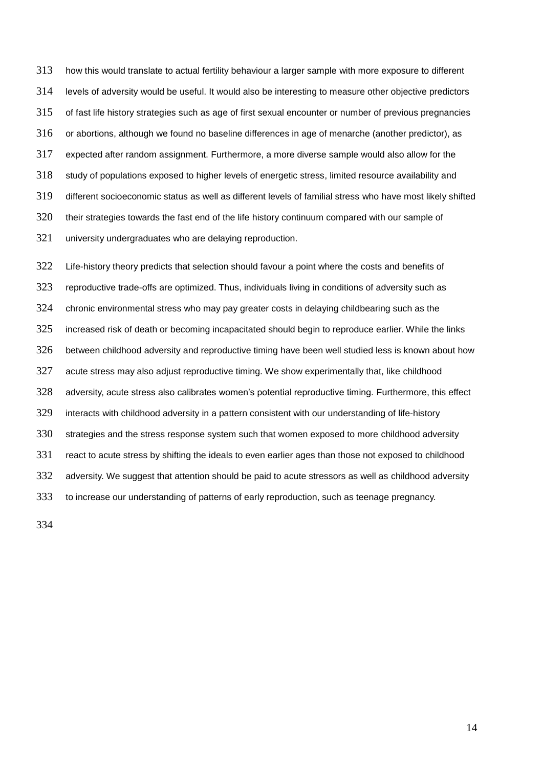how this would translate to actual fertility behaviour a larger sample with more exposure to different levels of adversity would be useful. It would also be interesting to measure other objective predictors of fast life history strategies such as age of first sexual encounter or number of previous pregnancies or abortions, although we found no baseline differences in age of menarche (another predictor), as expected after random assignment. Furthermore, a more diverse sample would also allow for the study of populations exposed to higher levels of energetic stress, limited resource availability and different socioeconomic status as well as different levels of familial stress who have most likely shifted their strategies towards the fast end of the life history continuum compared with our sample of university undergraduates who are delaying reproduction.

Life-history theory predicts that selection should favour a point where the costs and benefits of reproductive trade-offs are optimized. Thus, individuals living in conditions of adversity such as chronic environmental stress who may pay greater costs in delaying childbearing such as the increased risk of death or becoming incapacitated should begin to reproduce earlier. While the links between childhood adversity and reproductive timing have been well studied less is known about how acute stress may also adjust reproductive timing. We show experimentally that, like childhood adversity, acute stress also calibrates women's potential reproductive timing. Furthermore, this effect interacts with childhood adversity in a pattern consistent with our understanding of life-history strategies and the stress response system such that women exposed to more childhood adversity react to acute stress by shifting the ideals to even earlier ages than those not exposed to childhood adversity. We suggest that attention should be paid to acute stressors as well as childhood adversity to increase our understanding of patterns of early reproduction, such as teenage pregnancy.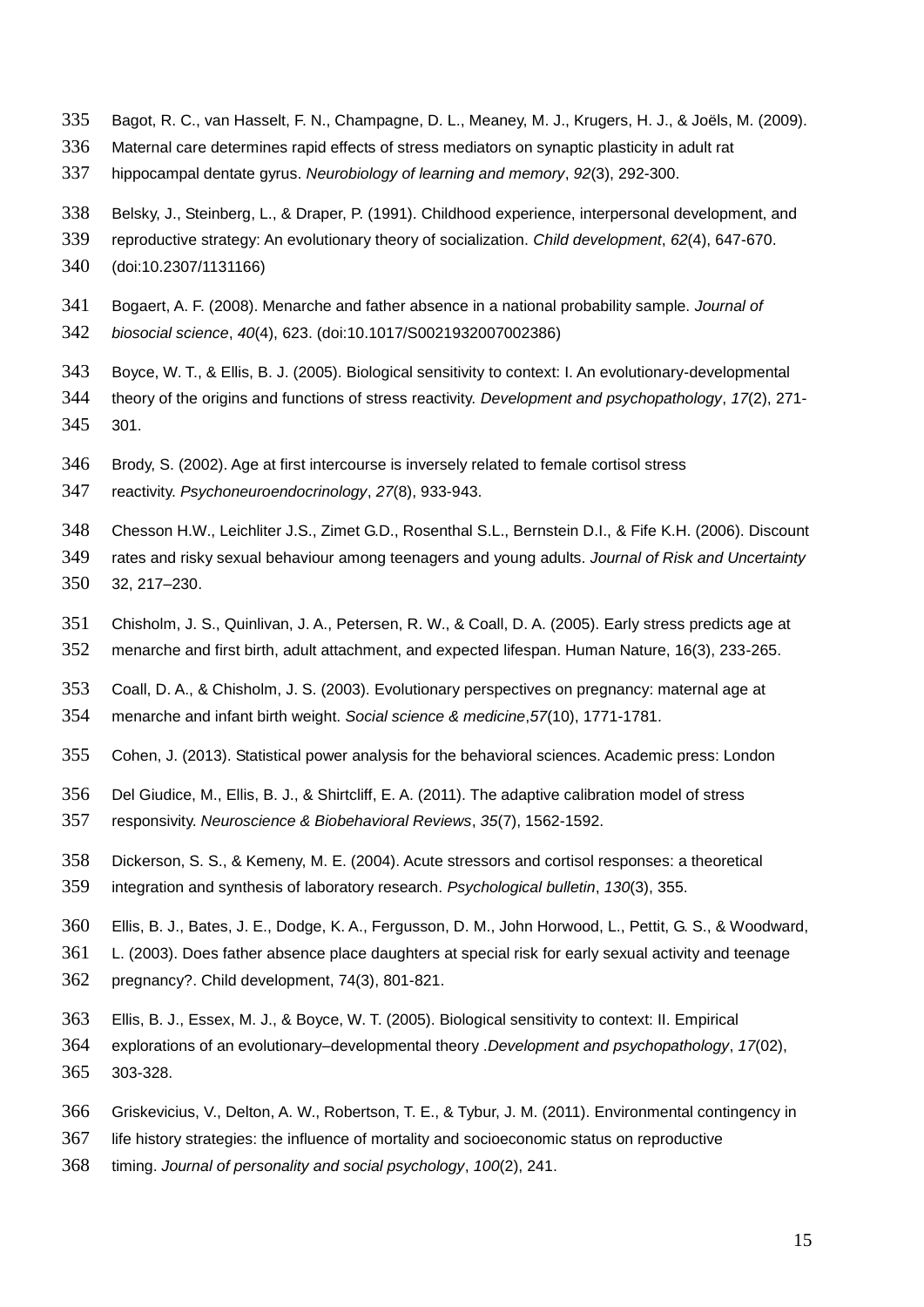Bagot, R. C., van Hasselt, F. N., Champagne, D. L., Meaney, M. J., Krugers, H. J., & Joëls, M. (2009). Maternal care determines rapid effects of stress mediators on synaptic plasticity in adult rat hippocampal dentate gyrus. *Neurobiology of learning and memory*, *92*(3), 292-300.

Belsky, J., Steinberg, L., & Draper, P. (1991). Childhood experience, interpersonal development, and reproductive strategy: An evolutionary theory of socialization. *Child development*, *62*(4), 647-670. (doi:10.2307/1131166)

Bogaert, A. F. (2008). Menarche and father absence in a national probability sample. *Journal of biosocial science*, *40*(4), 623. (doi:10.1017/S0021932007002386)

Boyce, W. T., & Ellis, B. J. (2005). Biological sensitivity to context: I. An evolutionary-developmental theory of the origins and functions of stress reactivity. *Development and psychopathology*, *17*(2), 271-301.

Brody, S. (2002). Age at first intercourse is inversely related to female cortisol stress reactivity. *Psychoneuroendocrinology*, *27*(8), 933-943.

Chesson H.W., Leichliter J.S., Zimet G.D., Rosenthal S.L., Bernstein D.I., & Fife K.H. (2006). Discount rates and risky sexual behaviour among teenagers and young adults. *Journal of Risk and Uncertainty* 32, 217–230.

Chisholm, J. S., Quinlivan, J. A., Petersen, R. W., & Coall, D. A. (2005). Early stress predicts age at menarche and first birth, adult attachment, and expected lifespan. Human Nature, 16(3), 233-265.

Coall, D. A., & Chisholm, J. S. (2003). Evolutionary perspectives on pregnancy: maternal age at menarche and infant birth weight. *Social science & medicine*,*57*(10), 1771-1781.

Cohen, J. (2013). Statistical power analysis for the behavioral sciences. Academic press: London

Del Giudice, M., Ellis, B. J., & Shirtcliff, E. A. (2011). The adaptive calibration model of stress responsivity. *Neuroscience & Biobehavioral Reviews*, *35*(7), 1562-1592.

Dickerson, S. S., & Kemeny, M. E. (2004). Acute stressors and cortisol responses: a theoretical integration and synthesis of laboratory research. *Psychological bulletin*, *130*(3), 355.

Ellis, B. J., Bates, J. E., Dodge, K. A., Fergusson, D. M., John Horwood, L., Pettit, G. S., & Woodward, L. (2003). Does father absence place daughters at special risk for early sexual activity and teenage pregnancy?. Child development, 74(3), 801-821.

Ellis, B. J., Essex, M. J., & Boyce, W. T. (2005). Biological sensitivity to context: II. Empirical explorations of an evolutionary–developmental theory .*Development and psychopathology*, *17*(02), 303-328.

Griskevicius, V., Delton, A. W., Robertson, T. E., & Tybur, J. M. (2011). Environmental contingency in life history strategies: the influence of mortality and socioeconomic status on reproductive timing. *Journal of personality and social psychology*, *100*(2), 241.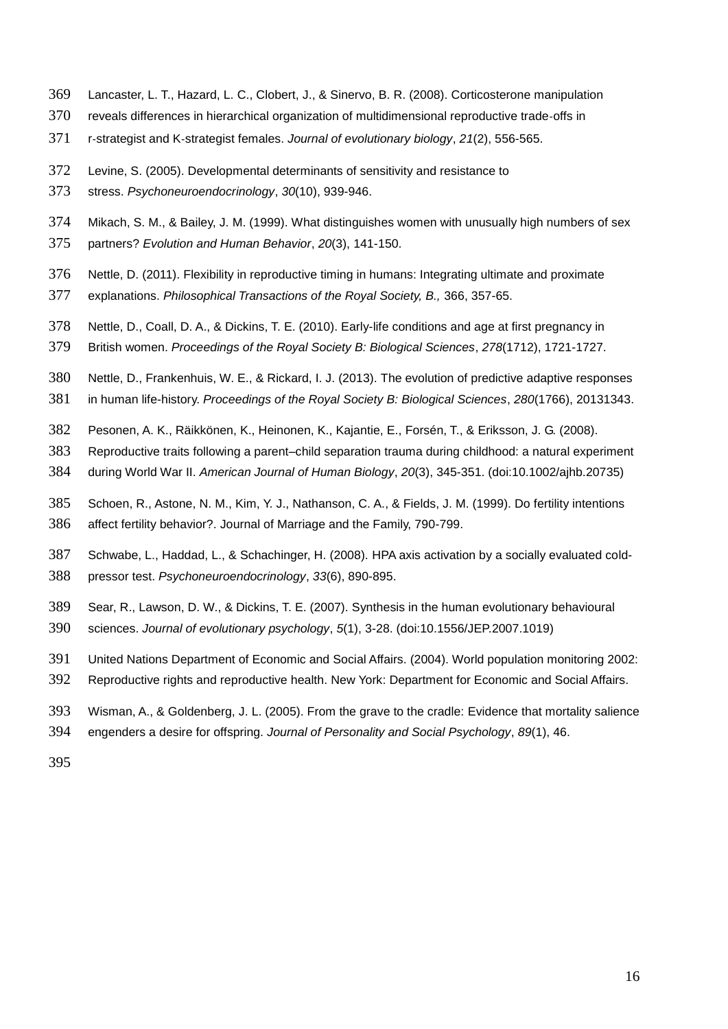Lancaster, L. T., Hazard, L. C., Clobert, J., & Sinervo, B. R. (2008). Corticosterone manipulation reveals differences in hierarchical organization of multidimensional reproductive trade-offs in r-strategist and K-strategist females. *Journal of evolutionary biology*, *21*(2), 556-565.

Levine, S. (2005). Developmental determinants of sensitivity and resistance to stress. *Psychoneuroendocrinology*, *30*(10), 939-946.

Mikach, S. M., & Bailey, J. M. (1999). What distinguishes women with unusually high numbers of sex partners? *Evolution and Human Behavior*, *20*(3), 141-150.

Nettle, D. (2011). Flexibility in reproductive timing in humans: Integrating ultimate and proximate explanations. *Philosophical Transactions of the Royal Society, B.,* 366, 357-65.

Nettle, D., Coall, D. A., & Dickins, T. E. (2010). Early-life conditions and age at first pregnancy in British women. *Proceedings of the Royal Society B: Biological Sciences*, *278*(1712), 1721-1727.

Nettle, D., Frankenhuis, W. E., & Rickard, I. J. (2013). The evolution of predictive adaptive responses in human life-history. *Proceedings of the Royal Society B: Biological Sciences*, *280*(1766), 20131343.

Pesonen, A. K., Räikkönen, K., Heinonen, K., Kajantie, E., Forsén, T., & Eriksson, J. G. (2008). Reproductive traits following a parent–child separation trauma during childhood: a natural experiment during World War II. *American Journal of Human Biology*, *20*(3), 345-351. (doi:10.1002/ajhb.20735)

Schoen, R., Astone, N. M., Kim, Y. J., Nathanson, C. A., & Fields, J. M. (1999). Do fertility intentions affect fertility behavior?. Journal of Marriage and the Family, 790-799.

Schwabe, L., Haddad, L., & Schachinger, H. (2008). HPA axis activation by a socially evaluated cold-pressor test. *Psychoneuroendocrinology*, *33*(6), 890-895.

Sear, R., Lawson, D. W., & Dickins, T. E. (2007). Synthesis in the human evolutionary behavioural sciences. *Journal of evolutionary psychology*, *5*(1), 3-28. (doi:10.1556/JEP.2007.1019)

United Nations Department of Economic and Social Affairs. (2004). World population monitoring 2002: Reproductive rights and reproductive health. New York: Department for Economic and Social Affairs.

Wisman, A., & Goldenberg, J. L. (2005). From the grave to the cradle: Evidence that mortality salience engenders a desire for offspring. *Journal of Personality and Social Psychology*, *89*(1), 46.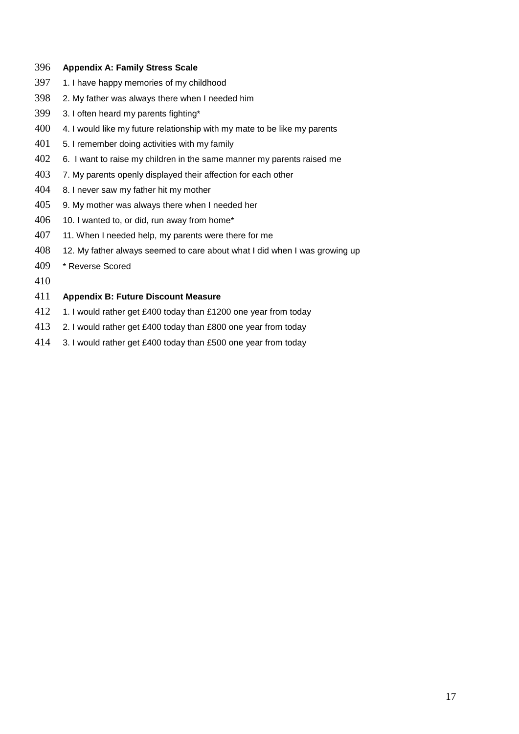## Appendix A: Family Stress Scale

1. I have happy memories of my childhood
2. My father was always there when I needed him
3. I often heard my parents fighting*
4. I would like my future relationship with my mate to be like my parents
5. I remember doing activities with my family
6. I want to raise my children in the same manner my parents raised me
7. My parents openly displayed their affection for each other
8. I never saw my father hit my mother
9. My mother was always there when I needed her
10. I wanted to, or did, run away from home*
11. When I needed help, my parents were there for me
12. My father always seemed to care about what I did when I was growing up

\* Reverse Scored

## Appendix B: Future Discount Measure

1. I would rather get £400 today than £1200 one year from today
2. I would rather get £400 today than £800 one year from today
3. I would rather get £400 today than £500 one year from today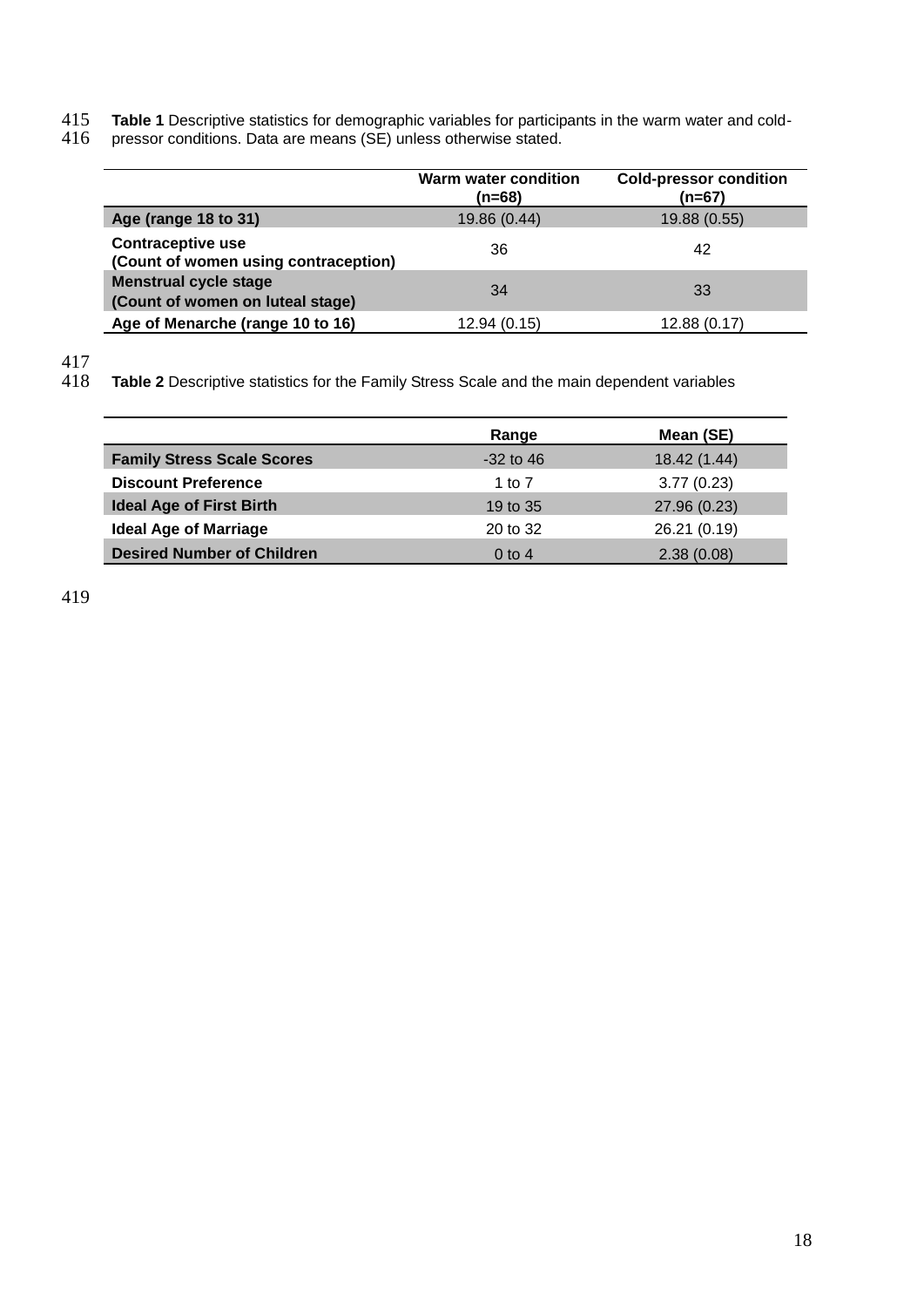**Table 1** Descriptive statistics for demographic variables for participants in the warm water and cold-pressor conditions. Data are means (SE) unless otherwise stated.

| | Warm water condition (n=68) | Cold-pressor condition (n=67) |
|---|---|---|
| **Age (range 18 to 31)** | 19.86 (0.44) | 19.88 (0.55) |
| **Contraceptive use (Count of women using contraception)** | 36 | 42 |
| **Menstrual cycle stage (Count of women on luteal stage)** | 34 | 33 |
| **Age of Menarche (range 10 to 16)** | 12.94 (0.15) | 12.88 (0.17) |

**Table 2** Descriptive statistics for the Family Stress Scale and the main dependent variables

| | Range | Mean (SE) |
|---|---|---|
| **Family Stress Scale Scores** | -32 to 46 | 18.42 (1.44) |
| **Discount Preference** | 1 to 7 | 3.77 (0.23) |
| **Ideal Age of First Birth** | 19 to 35 | 27.96 (0.23) |
| **Ideal Age of Marriage** | 20 to 32 | 26.21 (0.19) |
| **Desired Number of Children** | 0 to 4 | 2.38 (0.08) |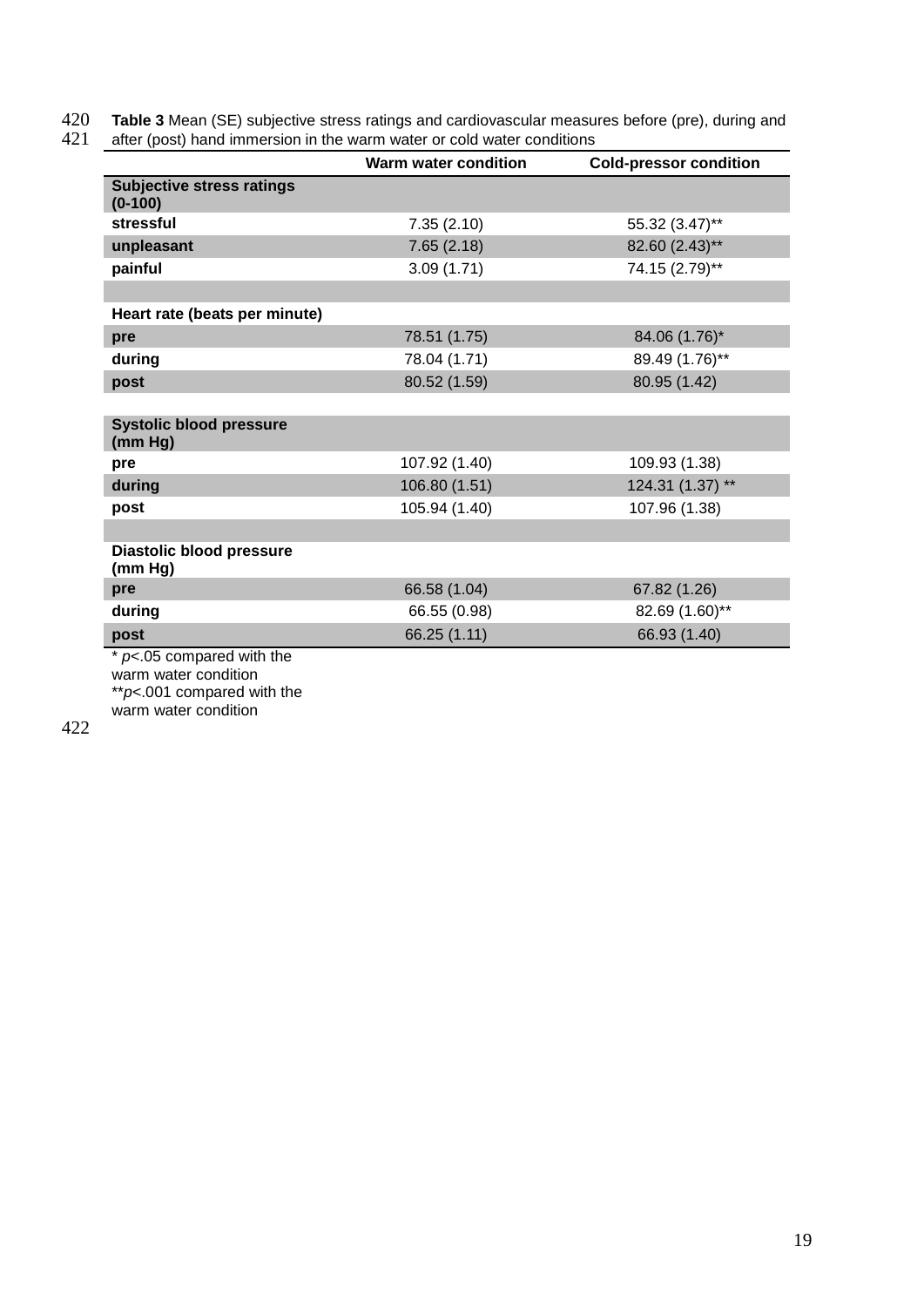**Table 3** Mean (SE) subjective stress ratings and cardiovascular measures before (pre), during and after (post) hand immersion in the warm water or cold water conditions

| | Warm water condition | Cold-pressor condition |
|---|---|---|
| **Subjective stress ratings (0-100)** | | |
| **stressful** | 7.35 (2.10) | 55.32 (3.47)** |
| **unpleasant** | 7.65 (2.18) | 82.60 (2.43)** |
| **painful** | 3.09 (1.71) | 74.15 (2.79)** |
| | | |
| **Heart rate (beats per minute)** | | |
| **pre** | 78.51 (1.75) | 84.06 (1.76)* |
| **during** | 78.04 (1.71) | 89.49 (1.76)** |
| **post** | 80.52 (1.59) | 80.95 (1.42) |
| | | |
| **Systolic blood pressure (mm Hg)** | | |
| **pre** | 107.92 (1.40) | 109.93 (1.38) |
| **during** | 106.80 (1.51) | 124.31 (1.37) ** |
| **post** | 105.94 (1.40) | 107.96 (1.38) |
| | | |
| **Diastolic blood pressure (mm Hg)** | | |
| **pre** | 66.58 (1.04) | 67.82 (1.26) |
| **during** | 66.55 (0.98) | 82.69 (1.60)** |
| **post** | 66.25 (1.11) | 66.93 (1.40) |

* $p<.05$ compared with the warm water condition
** $p<.001$ compared with the warm water condition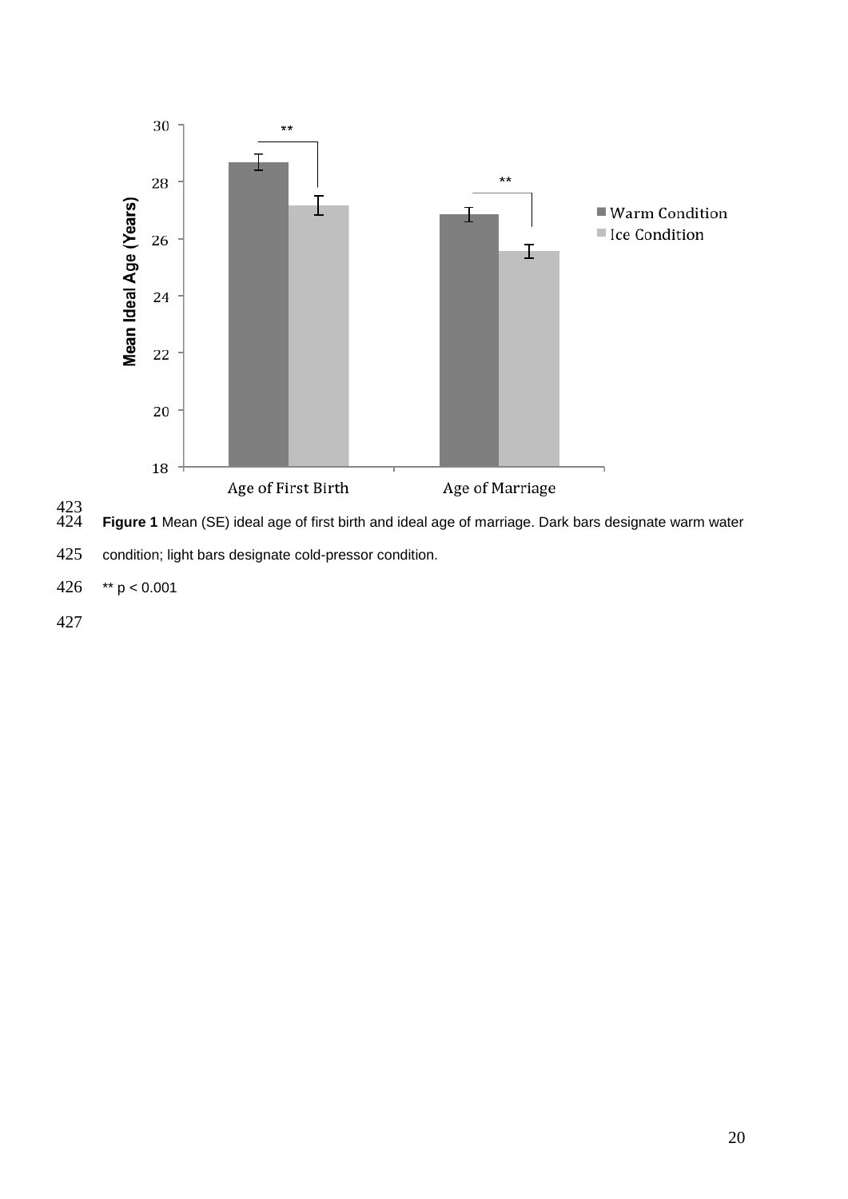**Figure 1** Mean (SE) ideal age of first birth and ideal age of marriage. Dark bars designate warm water condition; light bars designate cold-pressor condition.

** $p < 0.001$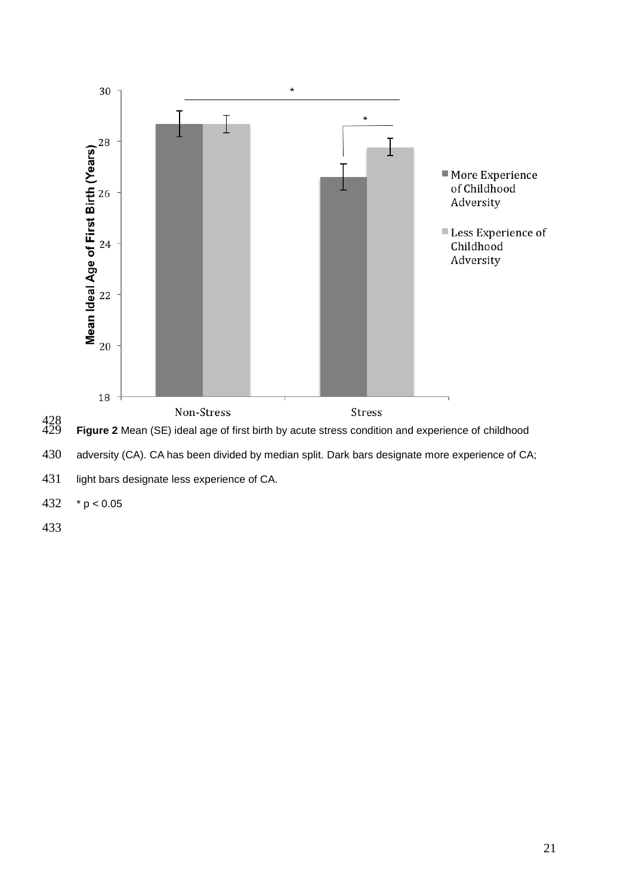**Figure 2** Mean (SE) ideal age of first birth by acute stress condition and experience of childhood adversity (CA). CA has been divided by median split. Dark bars designate more experience of CA; light bars designate less experience of CA.

* $p < 0.05$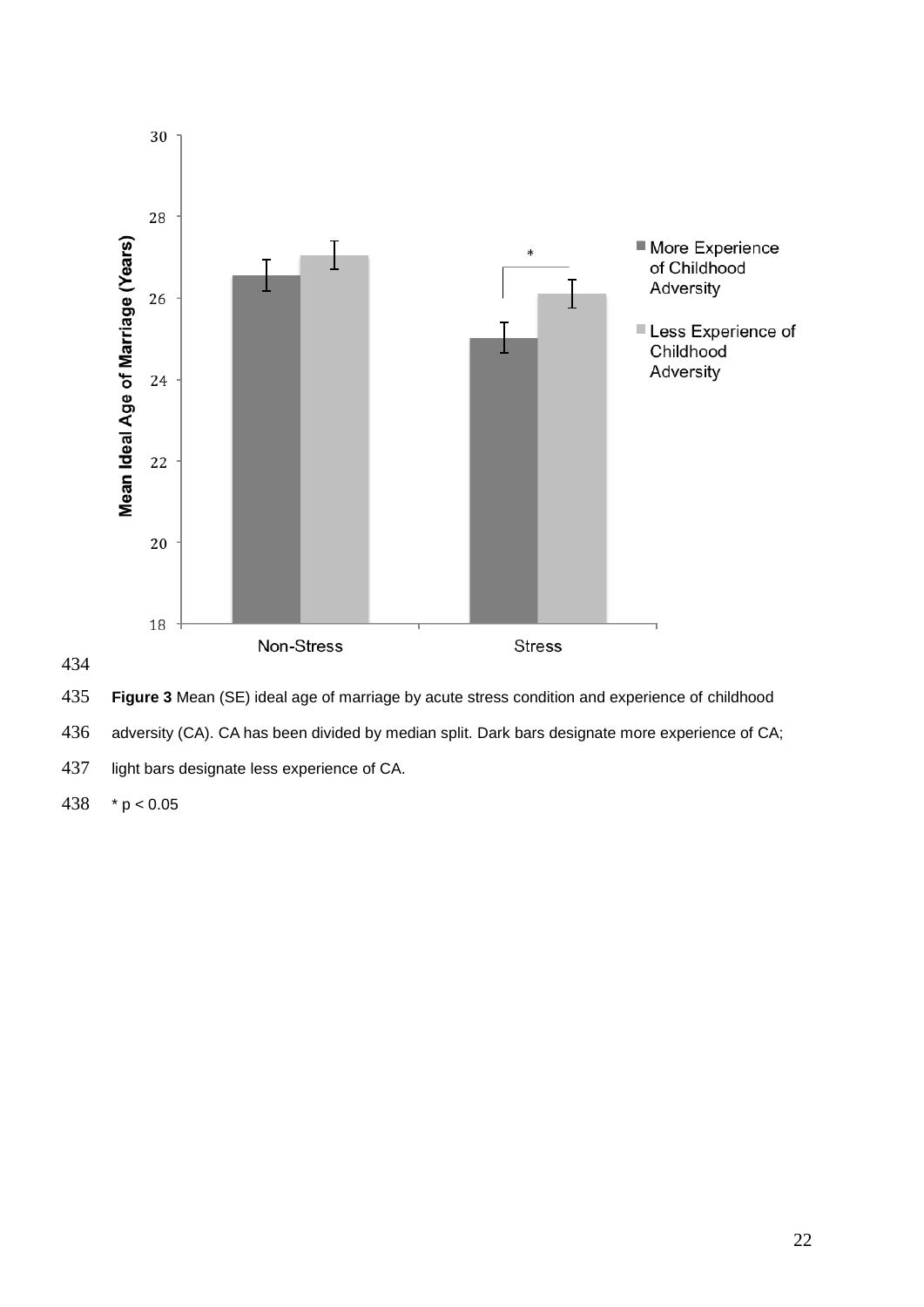30

28

26

24

22

20

18

Mean Ideal Age of Marriage (Years)

*

More Experience of Childhood Adversity

Less Experience of Childhood Adversity

Non-Stress

Stress

**Figure 3** Mean (SE) ideal age of marriage by acute stress condition and experience of childhood adversity (CA). CA has been divided by median split. Dark bars designate more experience of CA; light bars designate less experience of CA.

* $p < 0.05$